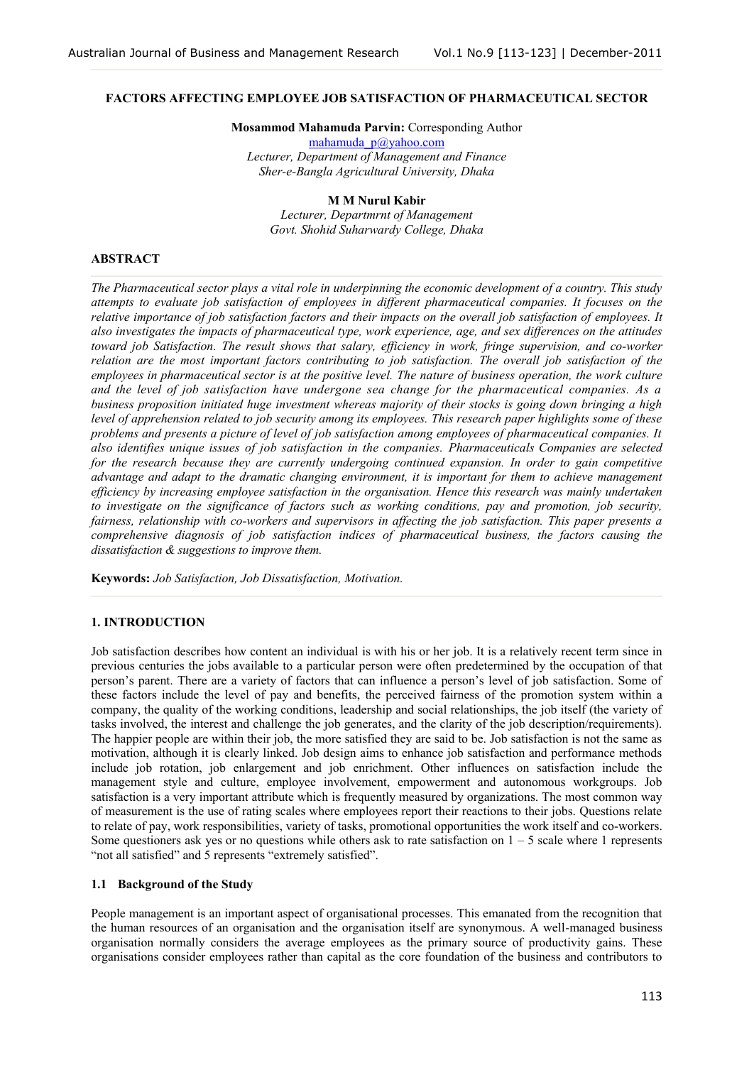# FACTORS AFFECTING EMPLOYEE JOB SATISFACTION OF PHARMACEUTICAL SECTOR

**Mosammod Mahamuda Parvin:** Corresponding Author
mahamuda_p@yahoo.com
*Lecturer, Department of Management and Finance*
*Sher-e-Bangla Agricultural University, Dhaka*

**M M Nurul Kabir**
*Lecturer, Departmrnt of Management*
*Govt. Shohid Suharwardy College, Dhaka*

## ABSTRACT

*The Pharmaceutical sector plays a vital role in underpinning the economic development of a country. This study attempts to evaluate job satisfaction of employees in different pharmaceutical companies. It focuses on the relative importance of job satisfaction factors and their impacts on the overall job satisfaction of employees. It also investigates the impacts of pharmaceutical type, work experience, age, and sex differences on the attitudes toward job Satisfaction. The result shows that salary, efficiency in work, fringe supervision, and co-worker relation are the most important factors contributing to job satisfaction. The overall job satisfaction of the employees in pharmaceutical sector is at the positive level. The nature of business operation, the work culture and the level of job satisfaction have undergone sea change for the pharmaceutical companies. As a business proposition initiated huge investment whereas majority of their stocks is going down bringing a high level of apprehension related to job security among its employees. This research paper highlights some of these problems and presents a picture of level of job satisfaction among employees of pharmaceutical companies. It also identifies unique issues of job satisfaction in the companies. Pharmaceuticals Companies are selected for the research because they are currently undergoing continued expansion. In order to gain competitive advantage and adapt to the dramatic changing environment, it is important for them to achieve management efficiency by increasing employee satisfaction in the organisation. Hence this research was mainly undertaken to investigate on the significance of factors such as working conditions, pay and promotion, job security, fairness, relationship with co-workers and supervisors in affecting the job satisfaction. This paper presents a comprehensive diagnosis of job satisfaction indices of pharmaceutical business, the factors causing the dissatisfaction & suggestions to improve them.*

**Keywords:** *Job Satisfaction, Job Dissatisfaction, Motivation.*

## 1. INTRODUCTION

Job satisfaction describes how content an individual is with his or her job. It is a relatively recent term since in previous centuries the jobs available to a particular person were often predetermined by the occupation of that person's parent. There are a variety of factors that can influence a person's level of job satisfaction. Some of these factors include the level of pay and benefits, the perceived fairness of the promotion system within a company, the quality of the working conditions, leadership and social relationships, the job itself (the variety of tasks involved, the interest and challenge the job generates, and the clarity of the job description/requirements). The happier people are within their job, the more satisfied they are said to be. Job satisfaction is not the same as motivation, although it is clearly linked. Job design aims to enhance job satisfaction and performance methods include job rotation, job enlargement and job enrichment. Other influences on satisfaction include the management style and culture, employee involvement, empowerment and autonomous workgroups. Job satisfaction is a very important attribute which is frequently measured by organizations. The most common way of measurement is the use of rating scales where employees report their reactions to their jobs. Questions relate to relate of pay, work responsibilities, variety of tasks, promotional opportunities the work itself and co-workers. Some questioners ask yes or no questions while others ask to rate satisfaction on 1 – 5 scale where 1 represents "not all satisfied" and 5 represents "extremely satisfied".

### 1.1 Background of the Study

People management is an important aspect of organisational processes. This emanated from the recognition that the human resources of an organisation and the organisation itself are synonymous. A well-managed business organisation normally considers the average employees as the primary source of productivity gains. These organisations consider employees rather than capital as the core foundation of the business and contributors to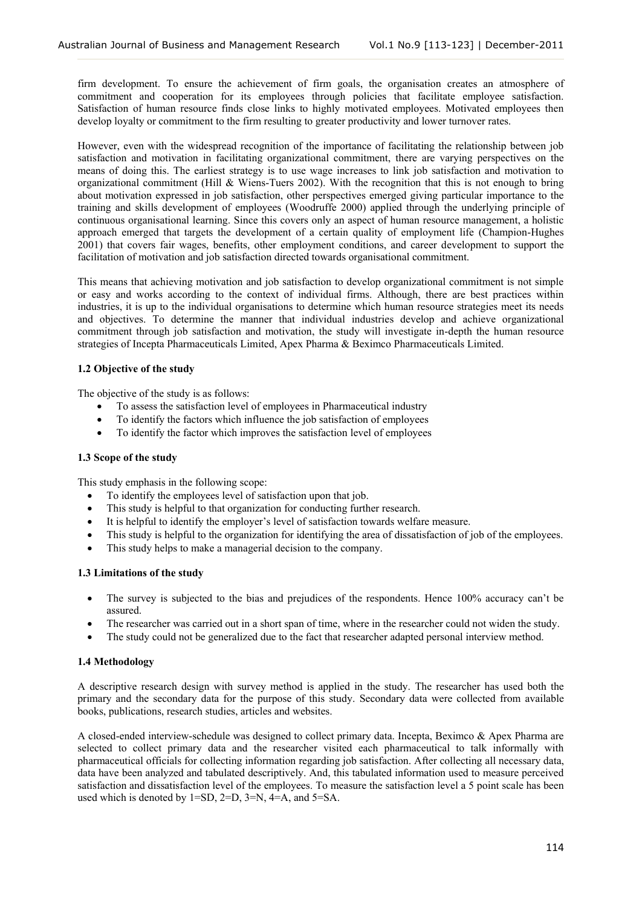firm development. To ensure the achievement of firm goals, the organisation creates an atmosphere of commitment and cooperation for its employees through policies that facilitate employee satisfaction. Satisfaction of human resource finds close links to highly motivated employees. Motivated employees then develop loyalty or commitment to the firm resulting to greater productivity and lower turnover rates.

However, even with the widespread recognition of the importance of facilitating the relationship between job satisfaction and motivation in facilitating organizational commitment, there are varying perspectives on the means of doing this. The earliest strategy is to use wage increases to link job satisfaction and motivation to organizational commitment (Hill & Wiens-Tuers 2002). With the recognition that this is not enough to bring about motivation expressed in job satisfaction, other perspectives emerged giving particular importance to the training and skills development of employees (Woodruffe 2000) applied through the underlying principle of continuous organisational learning. Since this covers only an aspect of human resource management, a holistic approach emerged that targets the development of a certain quality of employment life (Champion-Hughes 2001) that covers fair wages, benefits, other employment conditions, and career development to support the facilitation of motivation and job satisfaction directed towards organisational commitment.

This means that achieving motivation and job satisfaction to develop organizational commitment is not simple or easy and works according to the context of individual firms. Although, there are best practices within industries, it is up to the individual organisations to determine which human resource strategies meet its needs and objectives. To determine the manner that individual industries develop and achieve organizational commitment through job satisfaction and motivation, the study will investigate in-depth the human resource strategies of Incepta Pharmaceuticals Limited, Apex Pharma & Beximco Pharmaceuticals Limited.

### 1.2 Objective of the study

The objective of the study is as follows:

- To assess the satisfaction level of employees in Pharmaceutical industry
- To identify the factors which influence the job satisfaction of employees
- To identify the factor which improves the satisfaction level of employees

### 1.3 Scope of the study

This study emphasis in the following scope:

- To identify the employees level of satisfaction upon that job.
- This study is helpful to that organization for conducting further research.
- It is helpful to identify the employer's level of satisfaction towards welfare measure.
- This study is helpful to the organization for identifying the area of dissatisfaction of job of the employees.
- This study helps to make a managerial decision to the company.

### 1.3 Limitations of the study

- The survey is subjected to the bias and prejudices of the respondents. Hence 100% accuracy can't be assured.
- The researcher was carried out in a short span of time, where in the researcher could not widen the study.
- The study could not be generalized due to the fact that researcher adapted personal interview method.

### 1.4 Methodology

A descriptive research design with survey method is applied in the study. The researcher has used both the primary and the secondary data for the purpose of this study. Secondary data were collected from available books, publications, research studies, articles and websites.

A closed-ended interview-schedule was designed to collect primary data. Incepta, Beximco & Apex Pharma are selected to collect primary data and the researcher visited each pharmaceutical to talk informally with pharmaceutical officials for collecting information regarding job satisfaction. After collecting all necessary data, data have been analyzed and tabulated descriptively. And, this tabulated information used to measure perceived satisfaction and dissatisfaction level of the employees. To measure the satisfaction level a 5 point scale has been used which is denoted by 1=SD, 2=D, 3=N, 4=A, and 5=SA.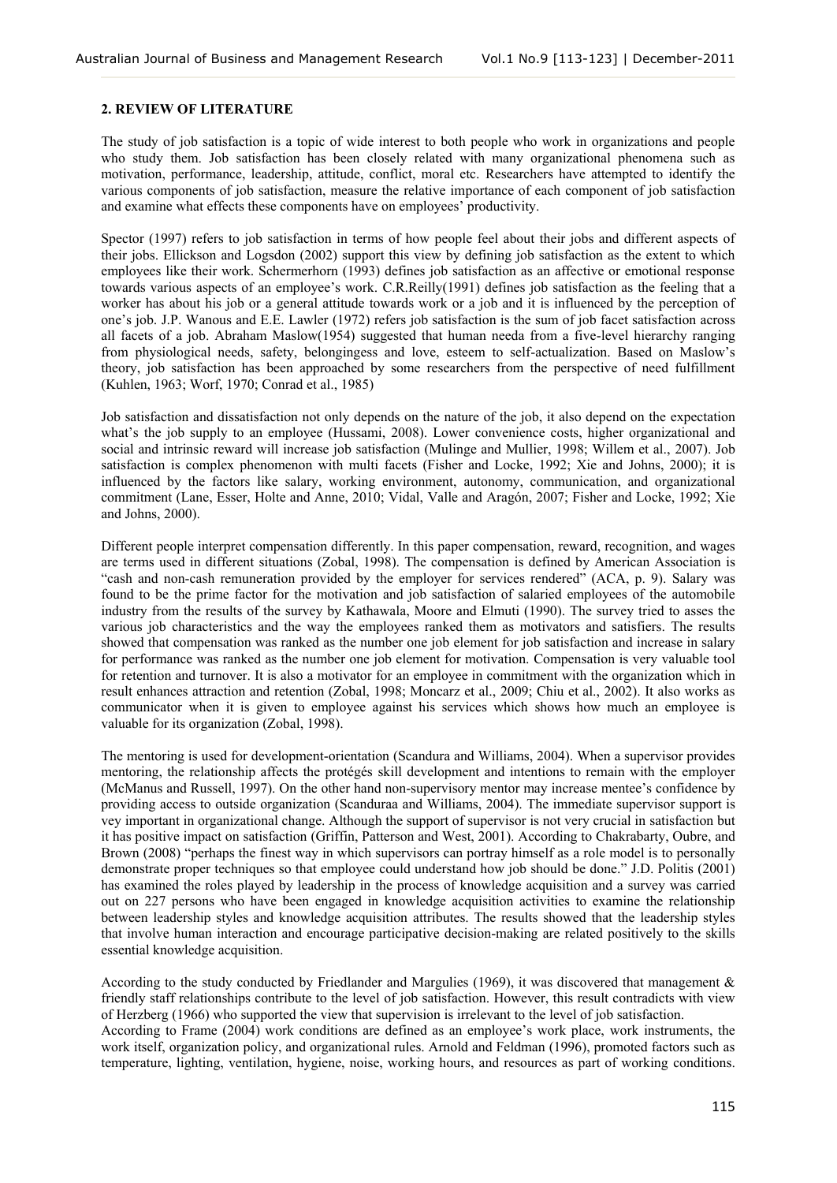## 2. REVIEW OF LITERATURE

The study of job satisfaction is a topic of wide interest to both people who work in organizations and people who study them. Job satisfaction has been closely related with many organizational phenomena such as motivation, performance, leadership, attitude, conflict, moral etc. Researchers have attempted to identify the various components of job satisfaction, measure the relative importance of each component of job satisfaction and examine what effects these components have on employees' productivity.

Spector (1997) refers to job satisfaction in terms of how people feel about their jobs and different aspects of their jobs. Ellickson and Logsdon (2002) support this view by defining job satisfaction as the extent to which employees like their work. Schermerhorn (1993) defines job satisfaction as an affective or emotional response towards various aspects of an employee's work. C.R.Reilly(1991) defines job satisfaction as the feeling that a worker has about his job or a general attitude towards work or a job and it is influenced by the perception of one's job. J.P. Wanous and E.E. Lawler (1972) refers job satisfaction is the sum of job facet satisfaction across all facets of a job. Abraham Maslow(1954) suggested that human needa from a five-level hierarchy ranging from physiological needs, safety, belongingess and love, esteem to self-actualization. Based on Maslow's theory, job satisfaction has been approached by some researchers from the perspective of need fulfillment (Kuhlen, 1963; Worf, 1970; Conrad et al., 1985)

Job satisfaction and dissatisfaction not only depends on the nature of the job, it also depend on the expectation what's the job supply to an employee (Hussami, 2008). Lower convenience costs, higher organizational and social and intrinsic reward will increase job satisfaction (Mulinge and Mullier, 1998; Willem et al., 2007). Job satisfaction is complex phenomenon with multi facets (Fisher and Locke, 1992; Xie and Johns, 2000); it is influenced by the factors like salary, working environment, autonomy, communication, and organizational commitment (Lane, Esser, Holte and Anne, 2010; Vidal, Valle and Aragón, 2007; Fisher and Locke, 1992; Xie and Johns, 2000).

Different people interpret compensation differently. In this paper compensation, reward, recognition, and wages are terms used in different situations (Zobal, 1998). The compensation is defined by American Association is "cash and non-cash remuneration provided by the employer for services rendered" (ACA, p. 9). Salary was found to be the prime factor for the motivation and job satisfaction of salaried employees of the automobile industry from the results of the survey by Kathawala, Moore and Elmuti (1990). The survey tried to asses the various job characteristics and the way the employees ranked them as motivators and satisfiers. The results showed that compensation was ranked as the number one job element for job satisfaction and increase in salary for performance was ranked as the number one job element for motivation. Compensation is very valuable tool for retention and turnover. It is also a motivator for an employee in commitment with the organization which in result enhances attraction and retention (Zobal, 1998; Moncarz et al., 2009; Chiu et al., 2002). It also works as communicator when it is given to employee against his services which shows how much an employee is valuable for its organization (Zobal, 1998).

The mentoring is used for development-orientation (Scandura and Williams, 2004). When a supervisor provides mentoring, the relationship affects the protégés skill development and intentions to remain with the employer (McManus and Russell, 1997). On the other hand non-supervisory mentor may increase mentee's confidence by providing access to outside organization (Scanduraa and Williams, 2004). The immediate supervisor support is vey important in organizational change. Although the support of supervisor is not very crucial in satisfaction but it has positive impact on satisfaction (Griffin, Patterson and West, 2001). According to Chakrabarty, Oubre, and Brown (2008) "perhaps the finest way in which supervisors can portray himself as a role model is to personally demonstrate proper techniques so that employee could understand how job should be done." J.D. Politis (2001) has examined the roles played by leadership in the process of knowledge acquisition and a survey was carried out on 227 persons who have been engaged in knowledge acquisition activities to examine the relationship between leadership styles and knowledge acquisition attributes. The results showed that the leadership styles that involve human interaction and encourage participative decision-making are related positively to the skills essential knowledge acquisition.

According to the study conducted by Friedlander and Margulies (1969), it was discovered that management & friendly staff relationships contribute to the level of job satisfaction. However, this result contradicts with view of Herzberg (1966) who supported the view that supervision is irrelevant to the level of job satisfaction.

According to Frame (2004) work conditions are defined as an employee's work place, work instruments, the work itself, organization policy, and organizational rules. Arnold and Feldman (1996), promoted factors such as temperature, lighting, ventilation, hygiene, noise, working hours, and resources as part of working conditions.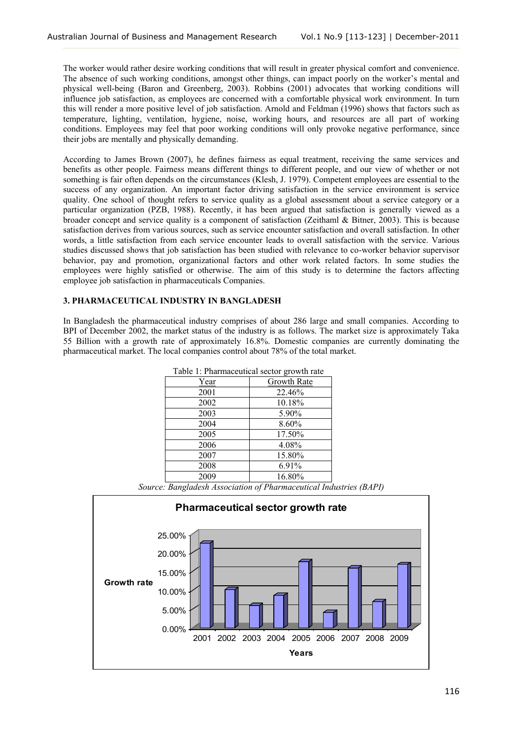The worker would rather desire working conditions that will result in greater physical comfort and convenience. The absence of such working conditions, amongst other things, can impact poorly on the worker's mental and physical well-being (Baron and Greenberg, 2003). Robbins (2001) advocates that working conditions will influence job satisfaction, as employees are concerned with a comfortable physical work environment. In turn this will render a more positive level of job satisfaction. Arnold and Feldman (1996) shows that factors such as temperature, lighting, ventilation, hygiene, noise, working hours, and resources are all part of working conditions. Employees may feel that poor working conditions will only provoke negative performance, since their jobs are mentally and physically demanding.

According to James Brown (2007), he defines fairness as equal treatment, receiving the same services and benefits as other people. Fairness means different things to different people, and our view of whether or not something is fair often depends on the circumstances (Klesh, J. 1979). Competent employees are essential to the success of any organization. An important factor driving satisfaction in the service environment is service quality. One school of thought refers to service quality as a global assessment about a service category or a particular organization (PZB, 1988). Recently, it has been argued that satisfaction is generally viewed as a broader concept and service quality is a component of satisfaction (Zeithaml & Bitner, 2003). This is because satisfaction derives from various sources, such as service encounter satisfaction and overall satisfaction. In other words, a little satisfaction from each service encounter leads to overall satisfaction with the service. Various studies discussed shows that job satisfaction has been studied with relevance to co-worker behavior supervisor behavior, pay and promotion, organizational factors and other work related factors. In some studies the employees were highly satisfied or otherwise. The aim of this study is to determine the factors affecting employee job satisfaction in pharmaceuticals Companies.

## 3. PHARMACEUTICAL INDUSTRY IN BANGLADESH

In Bangladesh the pharmaceutical industry comprises of about 286 large and small companies. According to BPI of December 2002, the market status of the industry is as follows. The market size is approximately Taka 55 Billion with a growth rate of approximately 16.8%. Domestic companies are currently dominating the pharmaceutical market. The local companies control about 78% of the total market.

Table 1: Pharmaceutical sector growth rate

| Year | Growth Rate |
|---|---|
| 2001 | 22.46% |
| 2002 | 10.18% |
| 2003 | 5.90% |
| 2004 | 8.60% |
| 2005 | 17.50% |
| 2006 | 4.08% |
| 2007 | 15.80% |
| 2008 | 6.91% |
| 2009 | 16.80% |

*Source: Bangladesh Association of Pharmaceutical Industries (BAPI)*

**Pharmaceutical sector growth rate**

Growth rate (0.00%–25.00%) by Years (2001–2009)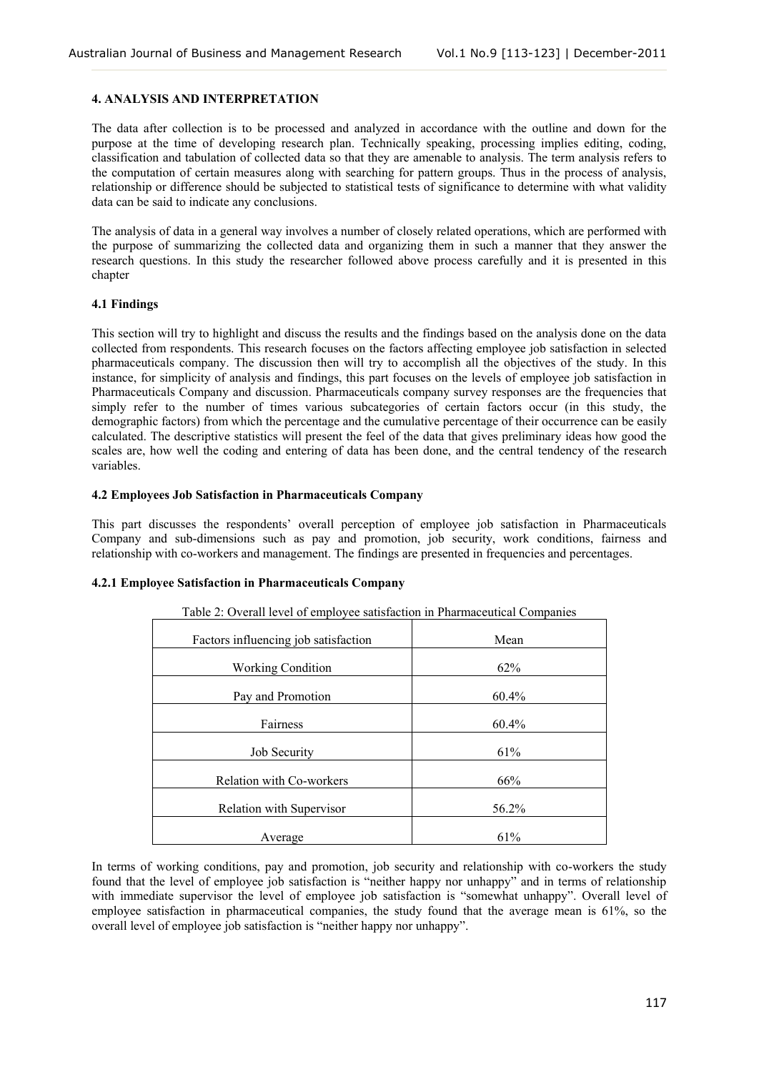## 4. ANALYSIS AND INTERPRETATION

The data after collection is to be processed and analyzed in accordance with the outline and down for the purpose at the time of developing research plan. Technically speaking, processing implies editing, coding, classification and tabulation of collected data so that they are amenable to analysis. The term analysis refers to the computation of certain measures along with searching for pattern groups. Thus in the process of analysis, relationship or difference should be subjected to statistical tests of significance to determine with what validity data can be said to indicate any conclusions.

The analysis of data in a general way involves a number of closely related operations, which are performed with the purpose of summarizing the collected data and organizing them in such a manner that they answer the research questions. In this study the researcher followed above process carefully and it is presented in this chapter

### 4.1 Findings

This section will try to highlight and discuss the results and the findings based on the analysis done on the data collected from respondents. This research focuses on the factors affecting employee job satisfaction in selected pharmaceuticals company. The discussion then will try to accomplish all the objectives of the study. In this instance, for simplicity of analysis and findings, this part focuses on the levels of employee job satisfaction in Pharmaceuticals Company and discussion. Pharmaceuticals company survey responses are the frequencies that simply refer to the number of times various subcategories of certain factors occur (in this study, the demographic factors) from which the percentage and the cumulative percentage of their occurrence can be easily calculated. The descriptive statistics will present the feel of the data that gives preliminary ideas how good the scales are, how well the coding and entering of data has been done, and the central tendency of the research variables.

### 4.2 Employees Job Satisfaction in Pharmaceuticals Company

This part discusses the respondents' overall perception of employee job satisfaction in Pharmaceuticals Company and sub-dimensions such as pay and promotion, job security, work conditions, fairness and relationship with co-workers and management. The findings are presented in frequencies and percentages.

#### 4.2.1 Employee Satisfaction in Pharmaceuticals Company

Table 2: Overall level of employee satisfaction in Pharmaceutical Companies

| Factors influencing job satisfaction | Mean |
|---|---|
| Working Condition | 62% |
| Pay and Promotion | 60.4% |
| Fairness | 60.4% |
| Job Security | 61% |
| Relation with Co-workers | 66% |
| Relation with Supervisor | 56.2% |
| Average | 61% |

In terms of working conditions, pay and promotion, job security and relationship with co-workers the study found that the level of employee job satisfaction is "neither happy nor unhappy" and in terms of relationship with immediate supervisor the level of employee job satisfaction is "somewhat unhappy". Overall level of employee satisfaction in pharmaceutical companies, the study found that the average mean is 61%, so the overall level of employee job satisfaction is "neither happy nor unhappy".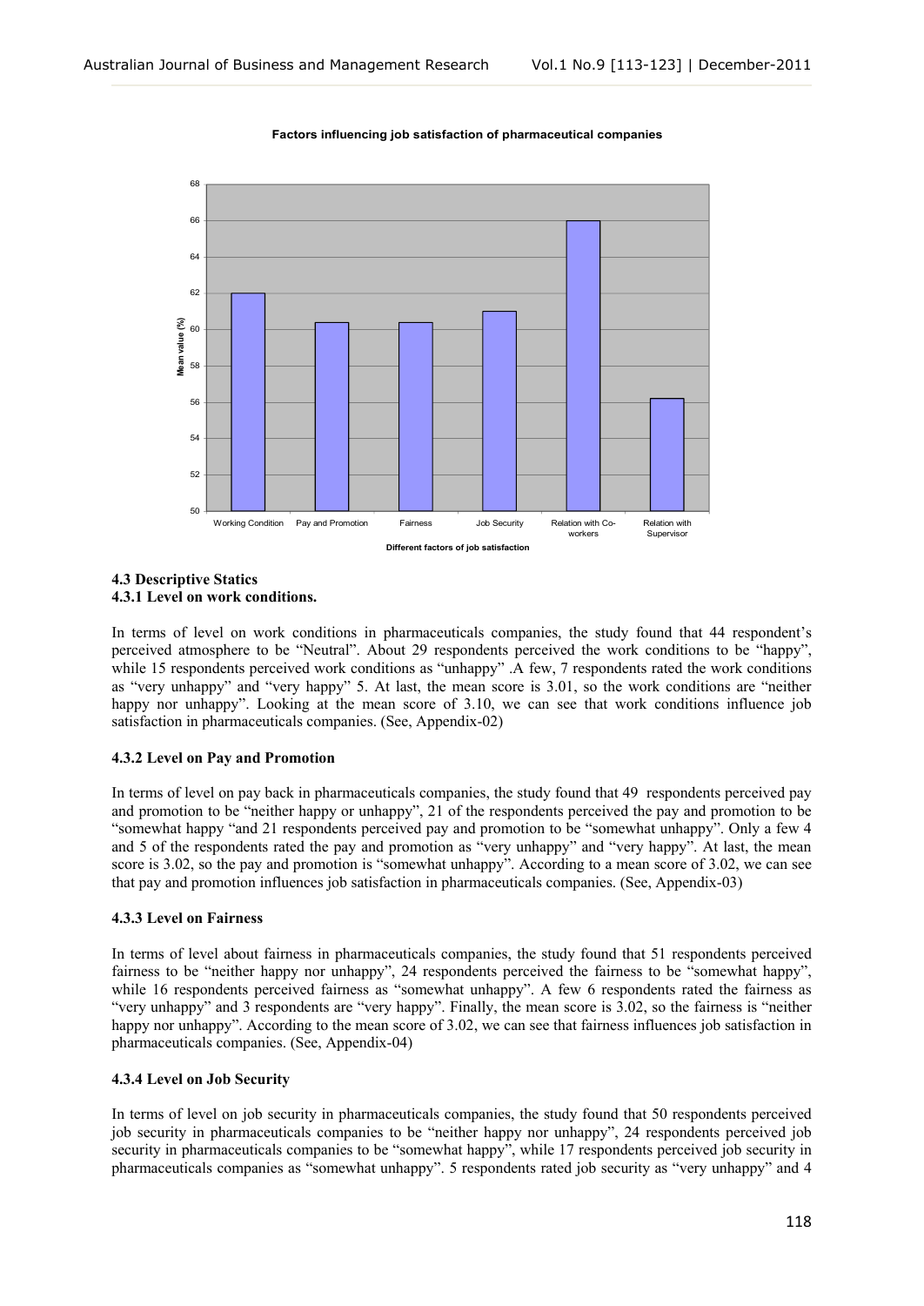**Factors influencing job satisfaction of pharmaceutical companies**

Mean value (%)

Working Condition | Pay and Promotion | Fairness | Job Security | Relation with Co-workers | Relation with Supervisor

Different factors of job satisfaction

### 4.3 Descriptive Statics

#### 4.3.1 Level on work conditions.

In terms of level on work conditions in pharmaceuticals companies, the study found that 44 respondent's perceived atmosphere to be "Neutral". About 29 respondents perceived the work conditions to be "happy", while 15 respondents perceived work conditions as "unhappy" .A few, 7 respondents rated the work conditions as "very unhappy" and "very happy" 5. At last, the mean score is 3.01, so the work conditions are "neither happy nor unhappy". Looking at the mean score of 3.10, we can see that work conditions influence job satisfaction in pharmaceuticals companies. (See, Appendix-02)

#### 4.3.2 Level on Pay and Promotion

In terms of level on pay back in pharmaceuticals companies, the study found that 49 respondents perceived pay and promotion to be "neither happy or unhappy", 21 of the respondents perceived the pay and promotion to be "somewhat happy "and 21 respondents perceived pay and promotion to be "somewhat unhappy". Only a few 4 and 5 of the respondents rated the pay and promotion as "very unhappy" and "very happy". At last, the mean score is 3.02, so the pay and promotion is "somewhat unhappy". According to a mean score of 3.02, we can see that pay and promotion influences job satisfaction in pharmaceuticals companies. (See, Appendix-03)

#### 4.3.3 Level on Fairness

In terms of level about fairness in pharmaceuticals companies, the study found that 51 respondents perceived fairness to be "neither happy nor unhappy", 24 respondents perceived the fairness to be "somewhat happy", while 16 respondents perceived fairness as "somewhat unhappy". A few 6 respondents rated the fairness as "very unhappy" and 3 respondents are "very happy". Finally, the mean score is 3.02, so the fairness is "neither happy nor unhappy". According to the mean score of 3.02, we can see that fairness influences job satisfaction in pharmaceuticals companies. (See, Appendix-04)

#### 4.3.4 Level on Job Security

In terms of level on job security in pharmaceuticals companies, the study found that 50 respondents perceived job security in pharmaceuticals companies to be "neither happy nor unhappy", 24 respondents perceived job security in pharmaceuticals companies to be "somewhat happy", while 17 respondents perceived job security in pharmaceuticals companies as "somewhat unhappy". 5 respondents rated job security as "very unhappy" and 4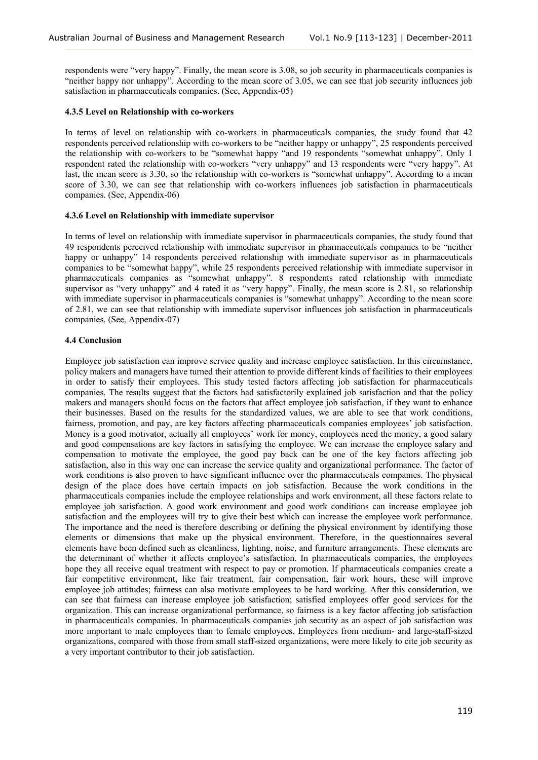respondents were "very happy". Finally, the mean score is 3.08, so job security in pharmaceuticals companies is "neither happy nor unhappy". According to the mean score of 3.05, we can see that job security influences job satisfaction in pharmaceuticals companies. (See, Appendix-05)

#### 4.3.5 Level on Relationship with co-workers

In terms of level on relationship with co-workers in pharmaceuticals companies, the study found that 42 respondents perceived relationship with co-workers to be "neither happy or unhappy", 25 respondents perceived the relationship with co-workers to be "somewhat happy "and 19 respondents "somewhat unhappy". Only 1 respondent rated the relationship with co-workers "very unhappy" and 13 respondents were "very happy". At last, the mean score is 3.30, so the relationship with co-workers is "somewhat unhappy". According to a mean score of 3.30, we can see that relationship with co-workers influences job satisfaction in pharmaceuticals companies. (See, Appendix-06)

#### 4.3.6 Level on Relationship with immediate supervisor

In terms of level on relationship with immediate supervisor in pharmaceuticals companies, the study found that 49 respondents perceived relationship with immediate supervisor in pharmaceuticals companies to be "neither happy or unhappy" 14 respondents perceived relationship with immediate supervisor as in pharmaceuticals companies to be "somewhat happy", while 25 respondents perceived relationship with immediate supervisor in pharmaceuticals companies as "somewhat unhappy". 8 respondents rated relationship with immediate supervisor as "very unhappy" and 4 rated it as "very happy". Finally, the mean score is 2.81, so relationship with immediate supervisor in pharmaceuticals companies is "somewhat unhappy". According to the mean score of 2.81, we can see that relationship with immediate supervisor influences job satisfaction in pharmaceuticals companies. (See, Appendix-07)

### 4.4 Conclusion

Employee job satisfaction can improve service quality and increase employee satisfaction. In this circumstance, policy makers and managers have turned their attention to provide different kinds of facilities to their employees in order to satisfy their employees. This study tested factors affecting job satisfaction for pharmaceuticals companies. The results suggest that the factors had satisfactorily explained job satisfaction and that the policy makers and managers should focus on the factors that affect employee job satisfaction, if they want to enhance their businesses. Based on the results for the standardized values, we are able to see that work conditions, fairness, promotion, and pay, are key factors affecting pharmaceuticals companies employees' job satisfaction. Money is a good motivator, actually all employees' work for money, employees need the money, a good salary and good compensations are key factors in satisfying the employee. We can increase the employee salary and compensation to motivate the employee, the good pay back can be one of the key factors affecting job satisfaction, also in this way one can increase the service quality and organizational performance. The factor of work conditions is also proven to have significant influence over the pharmaceuticals companies. The physical design of the place does have certain impacts on job satisfaction. Because the work conditions in the pharmaceuticals companies include the employee relationships and work environment, all these factors relate to employee job satisfaction. A good work environment and good work conditions can increase employee job satisfaction and the employees will try to give their best which can increase the employee work performance. The importance and the need is therefore describing or defining the physical environment by identifying those elements or dimensions that make up the physical environment. Therefore, in the questionnaires several elements have been defined such as cleanliness, lighting, noise, and furniture arrangements. These elements are the determinant of whether it affects employee's satisfaction. In pharmaceuticals companies, the employees hope they all receive equal treatment with respect to pay or promotion. If pharmaceuticals companies create a fair competitive environment, like fair treatment, fair compensation, fair work hours, these will improve employee job attitudes; fairness can also motivate employees to be hard working. After this consideration, we can see that fairness can increase employee job satisfaction; satisfied employees offer good services for the organization. This can increase organizational performance, so fairness is a key factor affecting job satisfaction in pharmaceuticals companies. In pharmaceuticals companies job security as an aspect of job satisfaction was more important to male employees than to female employees. Employees from medium- and large-staff-sized organizations, compared with those from small staff-sized organizations, were more likely to cite job security as a very important contributor to their job satisfaction.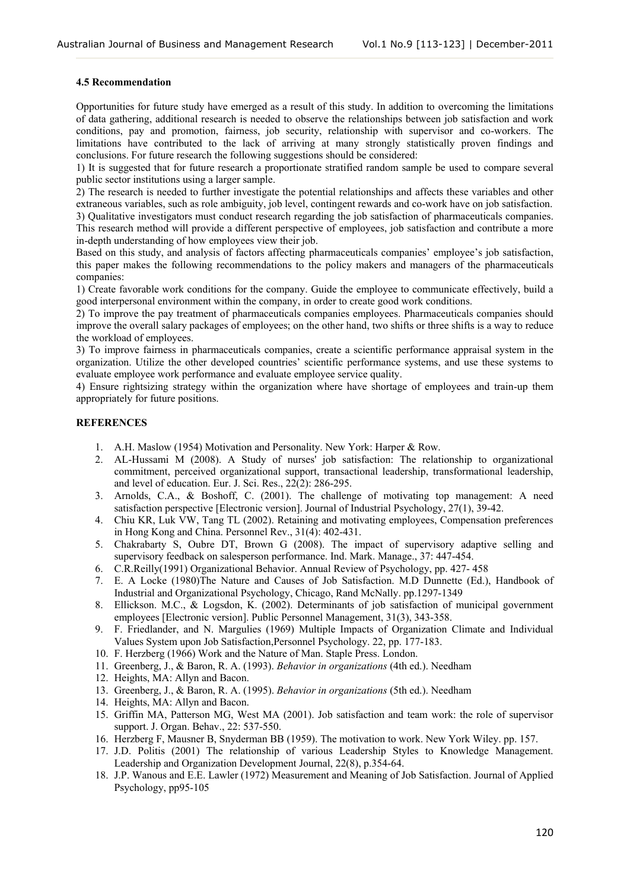### 4.5 Recommendation

Opportunities for future study have emerged as a result of this study. In addition to overcoming the limitations of data gathering, additional research is needed to observe the relationships between job satisfaction and work conditions, pay and promotion, fairness, job security, relationship with supervisor and co-workers. The limitations have contributed to the lack of arriving at many strongly statistically proven findings and conclusions. For future research the following suggestions should be considered:

1) It is suggested that for future research a proportionate stratified random sample be used to compare several public sector institutions using a larger sample.
2) The research is needed to further investigate the potential relationships and affects these variables and other extraneous variables, such as role ambiguity, job level, contingent rewards and co-work have on job satisfaction.
3) Qualitative investigators must conduct research regarding the job satisfaction of pharmaceuticals companies. This research method will provide a different perspective of employees, job satisfaction and contribute a more in-depth understanding of how employees view their job.

Based on this study, and analysis of factors affecting pharmaceuticals companies' employee's job satisfaction, this paper makes the following recommendations to the policy makers and managers of the pharmaceuticals companies:

1) Create favorable work conditions for the company. Guide the employee to communicate effectively, build a good interpersonal environment within the company, in order to create good work conditions.
2) To improve the pay treatment of pharmaceuticals companies employees. Pharmaceuticals companies should improve the overall salary packages of employees; on the other hand, two shifts or three shifts is a way to reduce the workload of employees.
3) To improve fairness in pharmaceuticals companies, create a scientific performance appraisal system in the organization. Utilize the other developed countries' scientific performance systems, and use these systems to evaluate employee work performance and evaluate employee service quality.
4) Ensure rightsizing strategy within the organization where have shortage of employees and train-up them appropriately for future positions.

## REFERENCES

1. A.H. Maslow (1954) Motivation and Personality. New York: Harper & Row.
2. AL-Hussami M (2008). A Study of nurses' job satisfaction: The relationship to organizational commitment, perceived organizational support, transactional leadership, transformational leadership, and level of education. Eur. J. Sci. Res., 22(2): 286-295.
3. Arnolds, C.A., & Boshoff, C. (2001). The challenge of motivating top management: A need satisfaction perspective [Electronic version]. Journal of Industrial Psychology, 27(1), 39-42.
4. Chiu KR, Luk VW, Tang TL (2002). Retaining and motivating employees, Compensation preferences in Hong Kong and China. Personnel Rev., 31(4): 402-431.
5. Chakrabarty S, Oubre DT, Brown G (2008). The impact of supervisory adaptive selling and supervisory feedback on salesperson performance. Ind. Mark. Manage., 37: 447-454.
6. C.R.Reilly(1991) Organizational Behavior. Annual Review of Psychology, pp. 427- 458
7. E. A Locke (1980)The Nature and Causes of Job Satisfaction. M.D Dunnette (Ed.), Handbook of Industrial and Organizational Psychology, Chicago, Rand McNally. pp.1297-1349
8. Ellickson. M.C., & Logsdon, K. (2002). Determinants of job satisfaction of municipal government employees [Electronic version]. Public Personnel Management, 31(3), 343-358.
9. F. Friedlander, and N. Margulies (1969) Multiple Impacts of Organization Climate and Individual Values System upon Job Satisfaction,Personnel Psychology. 22, pp. 177-183.
10. F. Herzberg (1966) Work and the Nature of Man. Staple Press. London.
11. Greenberg, J., & Baron, R. A. (1993). *Behavior in organizations* (4th ed.). Needham
12. Heights, MA: Allyn and Bacon.
13. Greenberg, J., & Baron, R. A. (1995). *Behavior in organizations* (5th ed.). Needham
14. Heights, MA: Allyn and Bacon.
15. Griffin MA, Patterson MG, West MA (2001). Job satisfaction and team work: the role of supervisor support. J. Organ. Behav., 22: 537-550.
16. Herzberg F, Mausner B, Snyderman BB (1959). The motivation to work. New York Wiley. pp. 157.
17. J.D. Politis (2001) The relationship of various Leadership Styles to Knowledge Management. Leadership and Organization Development Journal, 22(8), p.354-64.
18. J.P. Wanous and E.E. Lawler (1972) Measurement and Meaning of Job Satisfaction. Journal of Applied Psychology, pp95-105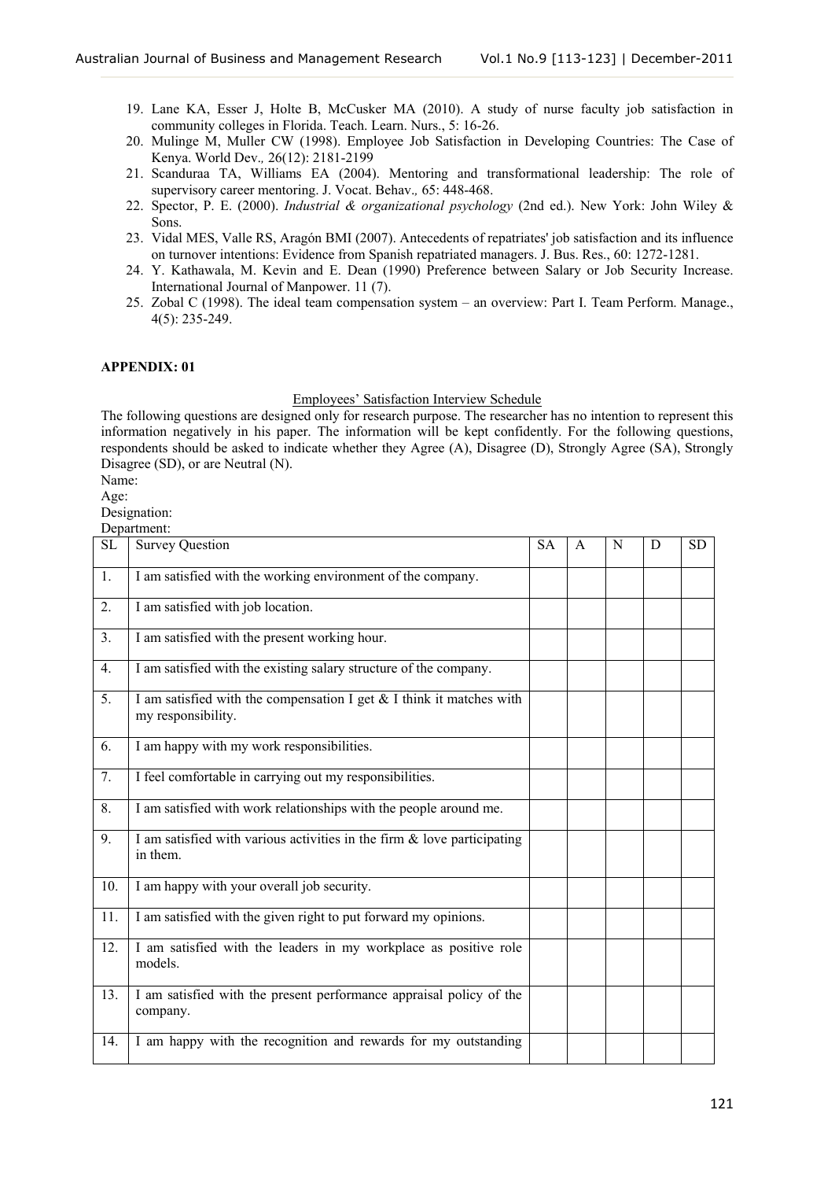19. Lane KA, Esser J, Holte B, McCusker MA (2010). A study of nurse faculty job satisfaction in community colleges in Florida. Teach. Learn. Nurs., 5: 16-26.
20. Mulinge M, Muller CW (1998). Employee Job Satisfaction in Developing Countries: The Case of Kenya. World Dev., 26(12): 2181-2199
21. Scanduraa TA, Williams EA (2004). Mentoring and transformational leadership: The role of supervisory career mentoring. J. Vocat. Behav., 65: 448-468.
22. Spector, P. E. (2000). *Industrial & organizational psychology* (2nd ed.). New York: John Wiley & Sons.
23. Vidal MES, Valle RS, Aragón BMI (2007). Antecedents of repatriates' job satisfaction and its influence on turnover intentions: Evidence from Spanish repatriated managers. J. Bus. Res., 60: 1272-1281.
24. Y. Kathawala, M. Kevin and E. Dean (1990) Preference between Salary or Job Security Increase. International Journal of Manpower. 11 (7).
25. Zobal C (1998). The ideal team compensation system – an overview: Part I. Team Perform. Manage., 4(5): 235-249.

**APPENDIX: 01**

Employees' Satisfaction Interview Schedule

The following questions are designed only for research purpose. The researcher has no intention to represent this information negatively in his paper. The information will be kept confidently. For the following questions, respondents should be asked to indicate whether they Agree (A), Disagree (D), Strongly Agree (SA), Strongly Disagree (SD), or are Neutral (N).

Name:

Age:

Designation:

Department:

| SL | Survey Question | SA | A | N | D | SD |
|---|---|---|---|---|---|---|
| 1. | I am satisfied with the working environment of the company. | | | | | |
| 2. | I am satisfied with job location. | | | | | |
| 3. | I am satisfied with the present working hour. | | | | | |
| 4. | I am satisfied with the existing salary structure of the company. | | | | | |
| 5. | I am satisfied with the compensation I get & I think it matches with my responsibility. | | | | | |
| 6. | I am happy with my work responsibilities. | | | | | |
| 7. | I feel comfortable in carrying out my responsibilities. | | | | | |
| 8. | I am satisfied with work relationships with the people around me. | | | | | |
| 9. | I am satisfied with various activities in the firm & love participating in them. | | | | | |
| 10. | I am happy with your overall job security. | | | | | |
| 11. | I am satisfied with the given right to put forward my opinions. | | | | | |
| 12. | I am satisfied with the leaders in my workplace as positive role models. | | | | | |
| 13. | I am satisfied with the present performance appraisal policy of the company. | | | | | |
| 14. | I am happy with the recognition and rewards for my outstanding | | | | | |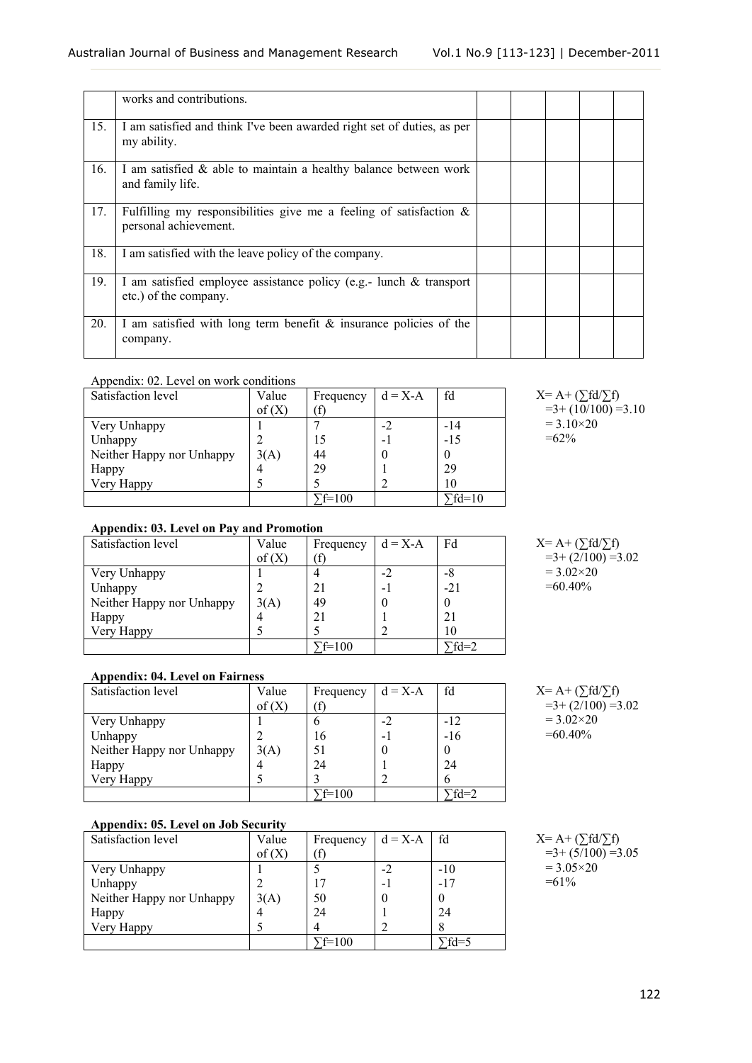|  | works and contributions. |  |  |  |  |  |
|---|---|---|---|---|---|---|
| 15. | I am satisfied and think I've been awarded right set of duties, as per my ability. |  |  |  |  |  |
| 16. | I am satisfied & able to maintain a healthy balance between work and family life. |  |  |  |  |  |
| 17. | Fulfilling my responsibilities give me a feeling of satisfaction & personal achievement. |  |  |  |  |  |
| 18. | I am satisfied with the leave policy of the company. |  |  |  |  |  |
| 19. | I am satisfied employee assistance policy (e.g.- lunch & transport etc.) of the company. |  |  |  |  |  |
| 20. | I am satisfied with long term benefit & insurance policies of the company. |  |  |  |  |  |

Appendix: 02. Level on work conditions

| Satisfaction level | Value of (X) | Frequency (f) | d = X-A | fd |
|---|---|---|---|---|
| Very Unhappy | 1 | 7 | -2 | -14 |
| Unhappy | 2 | 15 | -1 | -15 |
| Neither Happy nor Unhappy | 3(A) | 44 | 0 | 0 |
| Happy | 4 | 29 | 1 | 29 |
| Very Happy | 5 | 5 | 2 | 10 |
|  |  | ∑f=100 |  | ∑fd=10 |

$X = A + (\sum fd/\sum f)$
$= 3 + (10/100) = 3.10$
$= 3.10 \times 20$
$= 62\%$

**Appendix: 03. Level on Pay and Promotion**

| Satisfaction level | Value of (X) | Frequency (f) | d = X-A | Fd |
|---|---|---|---|---|
| Very Unhappy | 1 | 4 | -2 | -8 |
| Unhappy | 2 | 21 | -1 | -21 |
| Neither Happy nor Unhappy | 3(A) | 49 | 0 | 0 |
| Happy | 4 | 21 | 1 | 21 |
| Very Happy | 5 | 5 | 2 | 10 |
|  |  | ∑f=100 |  | ∑fd=2 |

$X = A + (\sum fd/\sum f)$
$= 3 + (2/100) = 3.02$
$= 3.02 \times 20$
$= 60.40\%$

**Appendix: 04. Level on Fairness**

| Satisfaction level | Value of (X) | Frequency (f) | d = X-A | fd |
|---|---|---|---|---|
| Very Unhappy | 1 | 6 | -2 | -12 |
| Unhappy | 2 | 16 | -1 | -16 |
| Neither Happy nor Unhappy | 3(A) | 51 | 0 | 0 |
| Happy | 4 | 24 | 1 | 24 |
| Very Happy | 5 | 3 | 2 | 6 |
|  |  | ∑f=100 |  | ∑fd=2 |

$X = A + (\sum fd/\sum f)$
$= 3 + (2/100) = 3.02$
$= 3.02 \times 20$
$= 60.40\%$

**Appendix: 05. Level on Job Security**

| Satisfaction level | Value of (X) | Frequency (f) | d = X-A | fd |
|---|---|---|---|---|
| Very Unhappy | 1 | 5 | -2 | -10 |
| Unhappy | 2 | 17 | -1 | -17 |
| Neither Happy nor Unhappy | 3(A) | 50 | 0 | 0 |
| Happy | 4 | 24 | 1 | 24 |
| Very Happy | 5 | 4 | 2 | 8 |
|  |  | ∑f=100 |  | ∑fd=5 |

$X = A + (\sum fd/\sum f)$
$= 3 + (5/100) = 3.05$
$= 3.05 \times 20$
$= 61\%$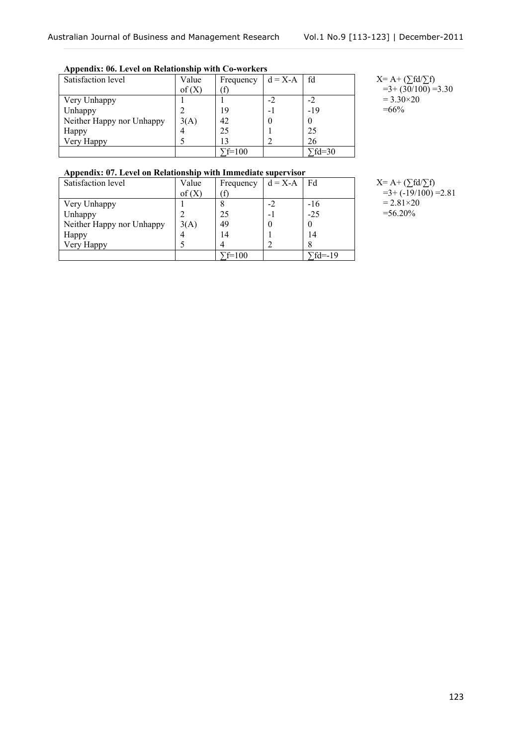**Appendix: 06. Level on Relationship with Co-workers**

| Satisfaction level | Value of (X) | Frequency (f) | d = X-A | fd |
|---|---|---|---|---|
| Very Unhappy | 1 | 1 | -2 | -2 |
| Unhappy | 2 | 19 | -1 | -19 |
| Neither Happy nor Unhappy | 3(A) | 42 | 0 | 0 |
| Happy | 4 | 25 | 1 | 25 |
| Very Happy | 5 | 13 | 2 | 26 |
| | | $\sum f$=100 | | $\sum fd$=30 |

$X = A + (\sum fd/\sum f)$
$= 3 + (30/100) = 3.30$
$= 3.30 \times 20$
$= 66\%$

**Appendix: 07. Level on Relationship with Immediate supervisor**

| Satisfaction level | Value of (X) | Frequency (f) | d = X-A | Fd |
|---|---|---|---|---|
| Very Unhappy | 1 | 8 | -2 | -16 |
| Unhappy | 2 | 25 | -1 | -25 |
| Neither Happy nor Unhappy | 3(A) | 49 | 0 | 0 |
| Happy | 4 | 14 | 1 | 14 |
| Very Happy | 5 | 4 | 2 | 8 |
| | | $\sum f$=100 | | $\sum fd$=-19 |

$X = A + (\sum fd/\sum f)$
$= 3 + (-19/100) = 2.81$
$= 2.81 \times 20$
$= 56.20\%$